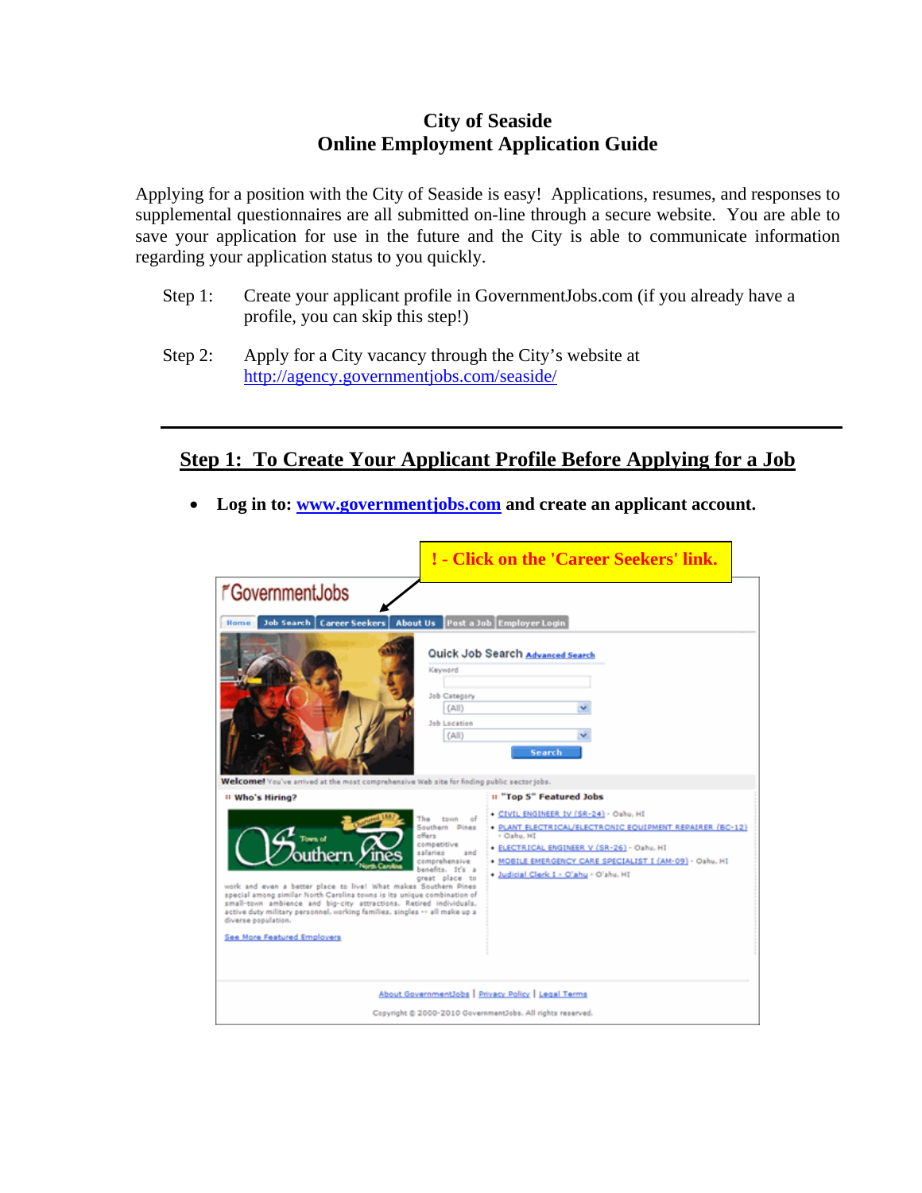# City of Seaside
# Online Employment Application Guide

Applying for a position with the City of Seaside is easy! Applications, resumes, and responses to supplemental questionnaires are all submitted on-line through a secure website. You are able to save your application for use in the future and the City is able to communicate information regarding your application status to you quickly.

Step 1: Create your applicant profile in GovernmentJobs.com (if you already have a profile, you can skip this step!)

Step 2: Apply for a City vacancy through the City's website at http://agency.governmentjobs.com/seaside/

---

## Step 1: To Create Your Applicant Profile Before Applying for a Job

- **Log in to: www.governmentjobs.com and create an applicant account.**

! - Click on the 'Career Seekers' link.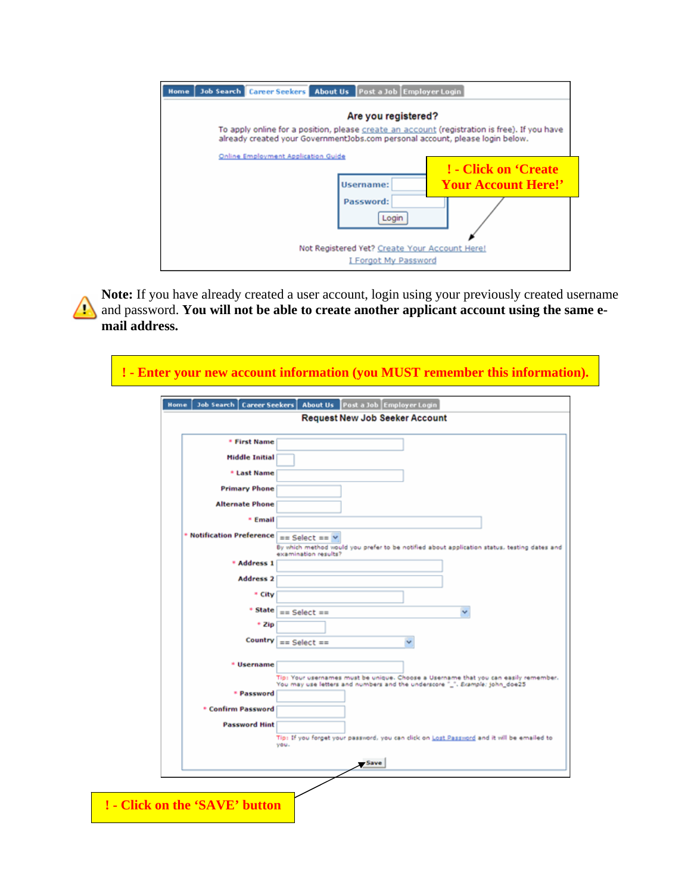Home | Job Search | Career Seekers | About Us | Post a Job | Employer Login

**Are you registered?**

To apply online for a position, please create an account (registration is free). If you have already created your GovernmentJobs.com personal account, please login below.

Online Employment Application Guide

Username:

Password:

Login

Not Registered Yet? Create Your Account Here!

I Forgot My Password

**! - Click on 'Create Your Account Here!'**

**Note:** If you have already created a user account, login using your previously created username and password. **You will not be able to create another applicant account using the same e-mail address.**

**! - Enter your new account information (you MUST remember this information).**

Home | Job Search | Career Seekers | About Us | Post a Job | Employer Login

**Request New Job Seeker Account**

- \* First Name
- Middle Initial
- \* Last Name
- Primary Phone
- Alternate Phone
- \* Email
- \* Notification Preference: == Select ==
  By which method would you prefer to be notified about application status, testing dates and examination results?
- \* Address 1
- Address 2
- \* City
- \* State: == Select ==
- \* Zip
- Country: == Select ==
- \* Username
  Tip: Your usernames must be unique. Choose a Username that you can easily remember. You may use letters and numbers and the underscore "_". Example: john_doe25
- \* Password
- \* Confirm Password
- Password Hint
  Tip: If you forget your password, you can click on Lost Password and it will be emailed to you.

Save

**! - Click on the 'SAVE' button**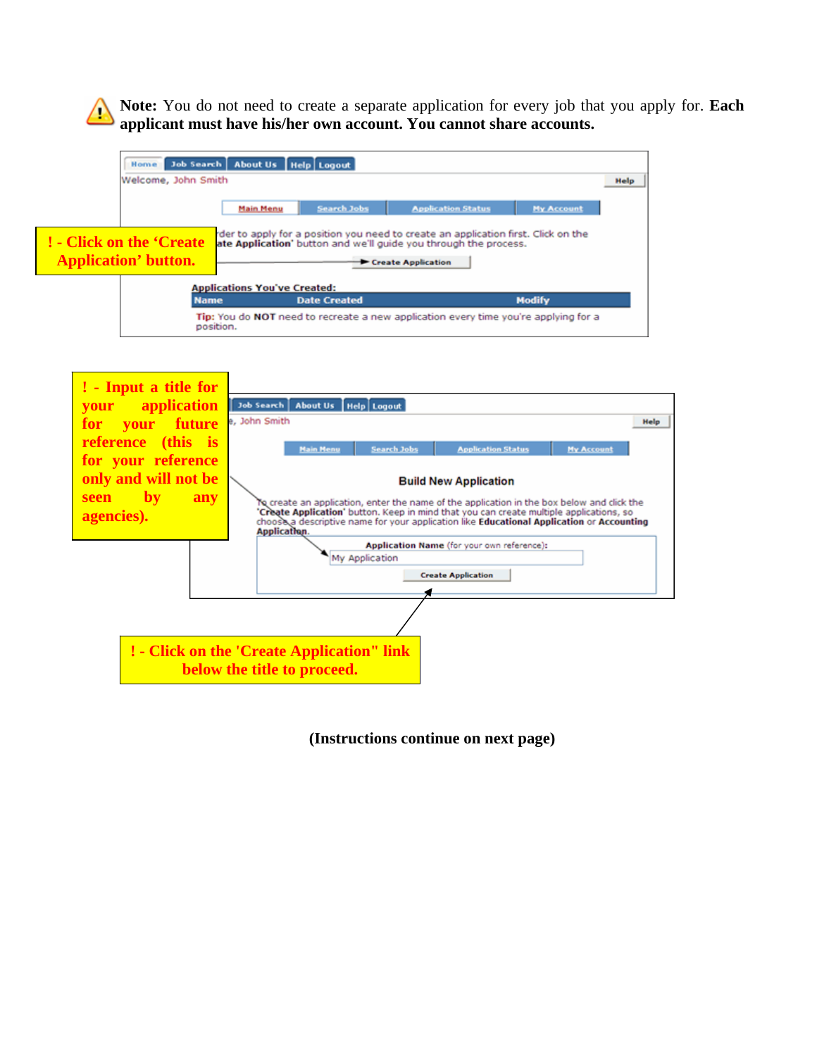**Note:** You do not need to create a separate application for every job that you apply for. **Each applicant must have his/her own account. You cannot share accounts.**

**! - Click on the 'Create Application' button.**

Home | Job Search | About Us | Help | Logout

Welcome, John Smith

Main Menu | Search Jobs | Application Status | My Account

In order to apply for a position you need to create an application first. Click on the '**Create Application**' button and we'll guide you through the process.

Create Application

**Applications You've Created:**

| Name | Date Created | Modify |
| --- | --- | --- |

**Tip:** You do **NOT** need to recreate a new application every time you're applying for a position.

**! - Input a title for your application for your future reference (this is for your reference only and will not be seen by any agencies).**

Job Search | About Us | Help | Logout

Welcome, John Smith

Main Menu | Search Jobs | Application Status | My Account

**Build New Application**

To create an application, enter the name of the application in the box below and click the '**Create Application**' button. Keep in mind that you can create multiple applications, so choose a descriptive name for your application like **Educational Application** or **Accounting Application**.

**Application Name** (for your own reference):

My Application

Create Application

**! - Click on the 'Create Application" link below the title to proceed.**

**(Instructions continue on next page)**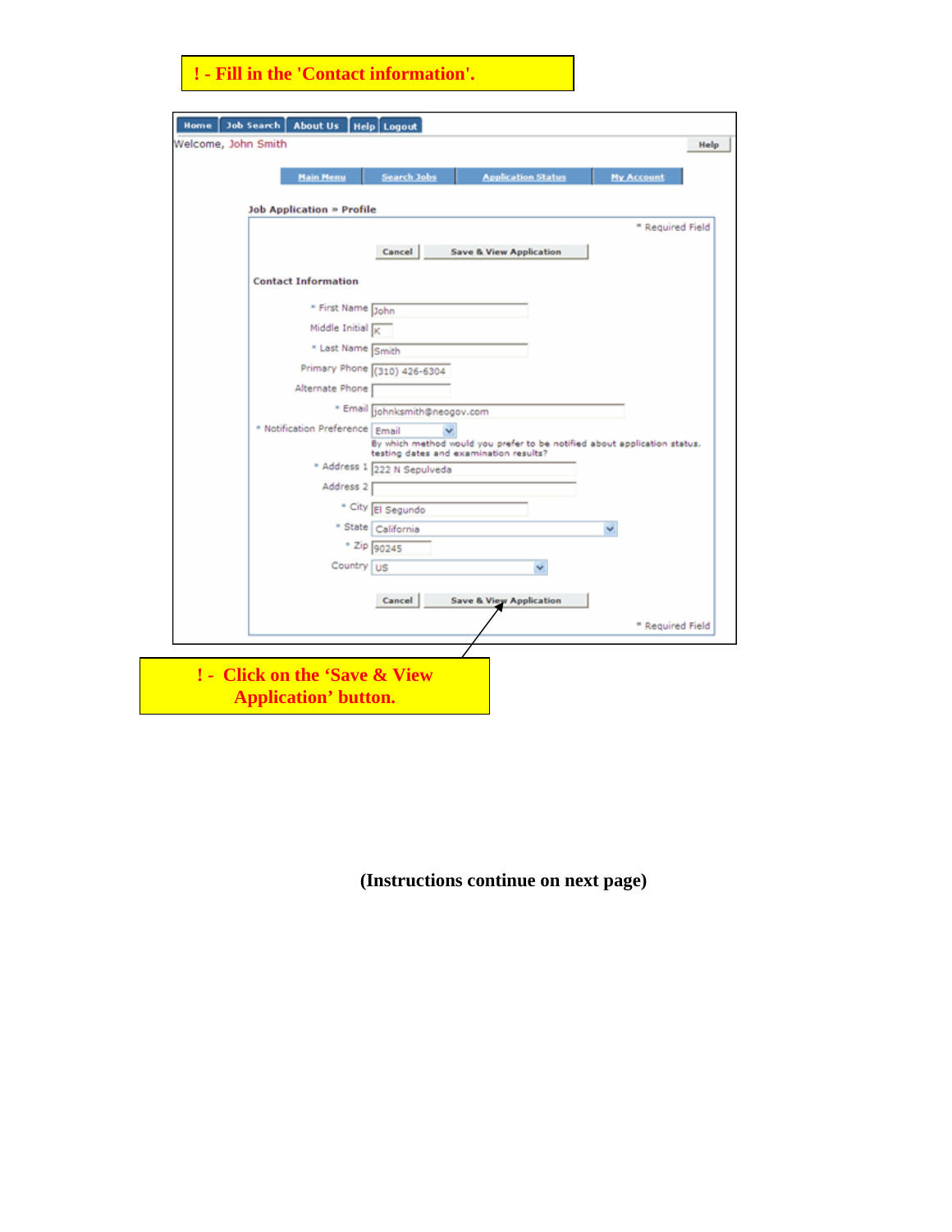**! - Fill in the 'Contact information'.**

Home | Job Search | About Us | Help | Logout

Welcome, John Smith

Help

Main Menu | Search Jobs | Application Status | My Account

**Job Application » Profile**

\* Required Field

Cancel | Save & View Application

**Contact Information**

\* First Name: John

Middle Initial: K

\* Last Name: Smith

Primary Phone: (310) 426-6304

Alternate Phone:

\* Email: johnksmith@neogov.com

\* Notification Preference: Email

By which method would you prefer to be notified about application status, testing dates and examination results?

\* Address 1: 222 N Sepulveda

Address 2:

\* City: El Segundo

\* State: California

\* Zip: 90245

Country: US

Cancel | Save & View Application

\* Required Field

**! - Click on the 'Save & View Application' button.**

**(Instructions continue on next page)**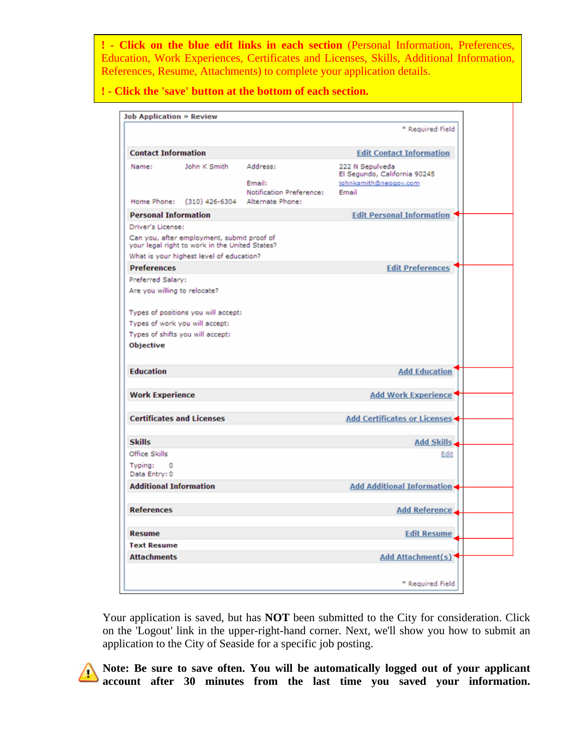**! - Click on the blue edit links in each section** (Personal Information, Preferences, Education, Work Experiences, Certificates and Licenses, Skills, Additional Information, References, Resume, Attachments) to complete your application details.

**! - Click the 'save' button at the bottom of each section.**

**Job Application » Review**

\* Required Field

**Contact Information** — Edit Contact Information

| | | | |
|---|---|---|---|
| Name: | John K Smith | Address: | 222 N Sepulveda<br>El Segundo, California 90245 |
| | | Email: | johnksmith@neogov.com |
| | | Notification Preference: | Email |
| Home Phone: | (310) 426-6304 | Alternate Phone: | |

**Personal Information** — Edit Personal Information

Driver's License:

Can you, after employment, submit proof of your legal right to work in the United States?

What is your highest level of education?

**Preferences** — Edit Preferences

Preferred Salary:

Are you willing to relocate?

Types of positions you will accept:

Types of work you will accept:

Types of shifts you will accept:

**Objective**

**Education** — Add Education

**Work Experience** — Add Work Experience

**Certificates and Licenses** — Add Certificates or Licenses

**Skills** — Add Skills

Office Skills — Edit

Typing: 0

Data Entry: 0

**Additional Information** — Add Additional Information

**References** — Add Reference

**Resume** — Edit Resume

**Text Resume**

**Attachments** — Add Attachment(s)

\* Required Field

Your application is saved, but has **NOT** been submitted to the City for consideration. Click on the 'Logout' link in the upper-right-hand corner. Next, we'll show you how to submit an application to the City of Seaside for a specific job posting.

**Note: Be sure to save often. You will be automatically logged out of your applicant account after 30 minutes from the last time you saved your information.**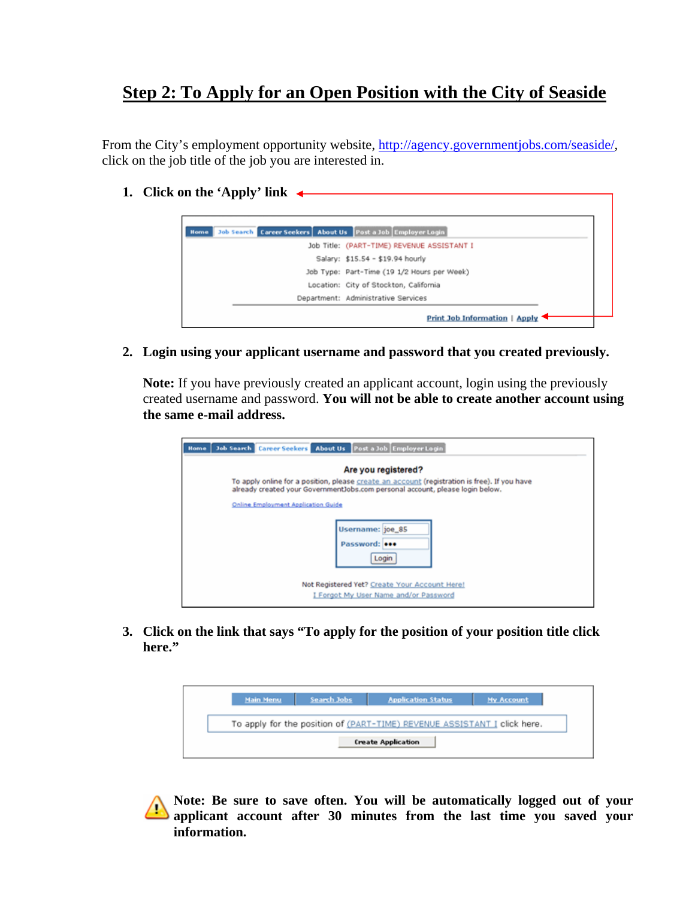# Step 2: To Apply for an Open Position with the City of Seaside

From the City's employment opportunity website, http://agency.governmentjobs.com/seaside/, click on the job title of the job you are interested in.

1. **Click on the 'Apply' link**

   Home | Job Search | Career Seekers | About Us | Post a Job | Employer Login

   Job Title: (PART-TIME) REVENUE ASSISTANT I
   Salary: $15.54 - $19.94 hourly
   Job Type: Part-Time (19 1/2 Hours per Week)
   Location: City of Stockton, California
   Department: Administrative Services

   Print Job Information | Apply

2. **Login using your applicant username and password that you created previously.**

   **Note:** If you have previously created an applicant account, login using the previously created username and password. **You will not be able to create another account using the same e-mail address.**

   Home | Job Search | Career Seekers | About Us | Post a Job | Employer Login

   **Are you registered?**

   To apply online for a position, please create an account (registration is free). If you have already created your GovernmentJobs.com personal account, please login below.

   Online Employment Application Guide

   Username: joe_85
   Password: •••
   Login

   Not Registered Yet? Create Your Account Here!
   I Forgot My User Name and/or Password

3. **Click on the link that says "To apply for the position of your position title click here."**

   Main Menu | Search Jobs | Application Status | My Account

   To apply for the position of (PART-TIME) REVENUE ASSISTANT I click here.

   Create Application

**Note: Be sure to save often. You will be automatically logged out of your applicant account after 30 minutes from the last time you saved your information.**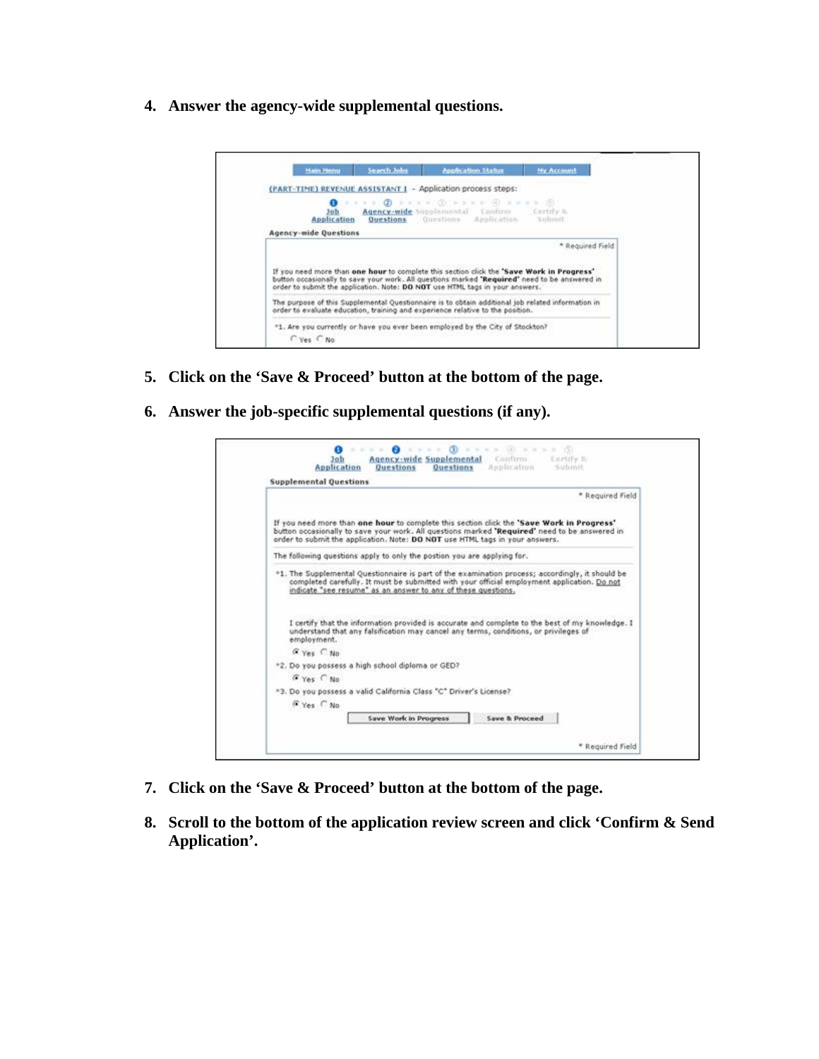4. **Answer the agency-wide supplemental questions.**

5. **Click on the ‘Save & Proceed’ button at the bottom of the page.**

6. **Answer the job-specific supplemental questions (if any).**

7. **Click on the ‘Save & Proceed’ button at the bottom of the page.**

8. **Scroll to the bottom of the application review screen and click ‘Confirm & Send Application’.**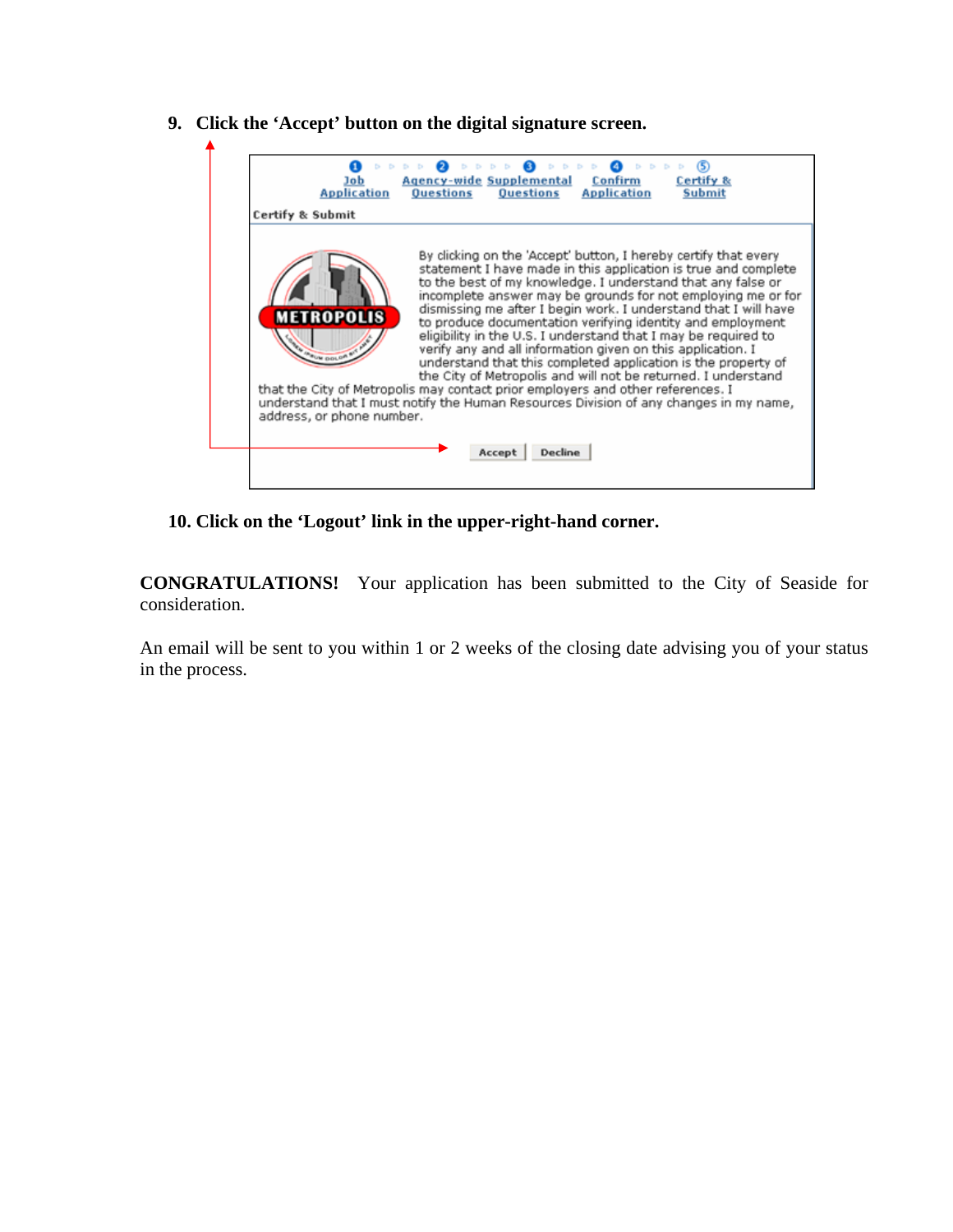**9. Click the 'Accept' button on the digital signature screen.**

**10. Click on the 'Logout' link in the upper-right-hand corner.**

**CONGRATULATIONS!** Your application has been submitted to the City of Seaside for consideration.

An email will be sent to you within 1 or 2 weeks of the closing date advising you of your status in the process.